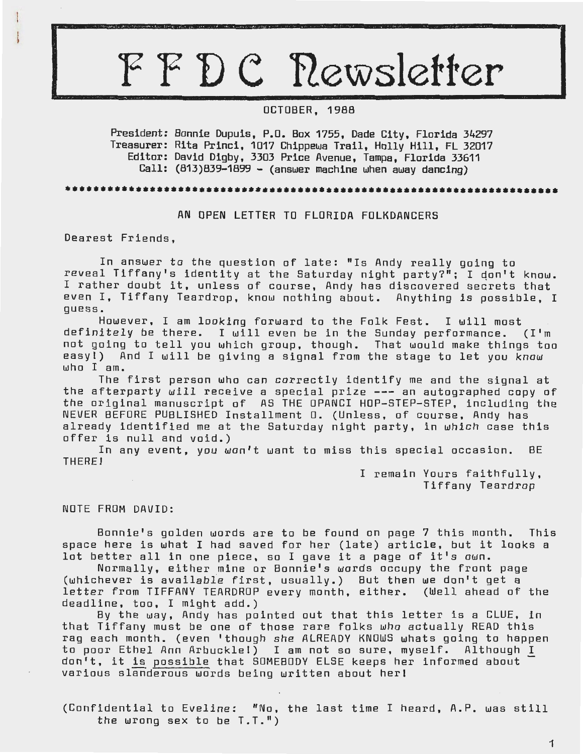# FFDC Newsletter

OCTOBER, 1988

President: Bonnie Dupuis, P.O. Box 1755, Dade City, Florida 34297
Treasurer: Rita Princi, 1017 Chippewa Trail, Holly Hill, FL 32017
Editor: David Digby, 3303 Price Avenue, Tampa, Florida 33611
Call: (813)839-1899 - (answer machine when away dancing)

******************************************************************************

## AN OPEN LETTER TO FLORIDA FOLKDANCERS

Dearest Friends,

In answer to the question of late: "Is Andy really going to reveal Tiffany's identity at the Saturday night party?"; I don't know. I rather doubt it, unless of course, Andy has discovered secrets that even I, Tiffany Teardrop, know nothing about. Anything is possible, I guess.

However, I am looking forward to the Folk Fest. I will most definitely be there. I will even be in the Sunday performance. (I'm not going to tell you which group, though. That would make things too easy!) And I will be giving a signal from the stage to let you *know* who I am.

The first person who can correctly identify me and the signal at the afterparty *will* receive a special prize --- an autographed copy of the original manuscript of AS THE OPANCI HOP-STEP-STEP, including the NEVER BEFORE PUBLISHED Installment 0. (Unless, of course, Andy has already identified me at the Saturday night party, in *which* case this offer is null and void.)

In any event, *you won't* want to miss this special occasion. BE THERE!

I remain Yours faithfully,
Tiffany Teardrop

NOTE FROM DAVID:

Bonnie's golden words are to be found on page 7 this month. This space here is what I had saved for her (late) article, but it looks a lot better all in one piece, so I gave it a page of it's *own*.

Normally, either mine or Bonnie's *words* occupy the front page (whichever is avail*able* first, usually.) But then we don't get a *letter* from TIFFANY TEARDROP every month, either. (Well ahead of the deadline, too, I might add.)

By the way, Andy has pointed out that this letter is a CLUE, in that Tiffany must be one of those rare folks *who* actually READ this rag each month. (even 'though *she* ALREADY KNOWS whats going to happen to poor Ethel Ann Arbuckle!) I am not so sure, myself. Although <u>I</u> don't, it <u>is possible</u> that SOMEBODY ELSE keeps her informed about various <u>slanderous words</u> being written about her!

(Confidential to Eveli*ne*: "No, the last time I heard, A.P. was still *the* wrong sex to be T.T.")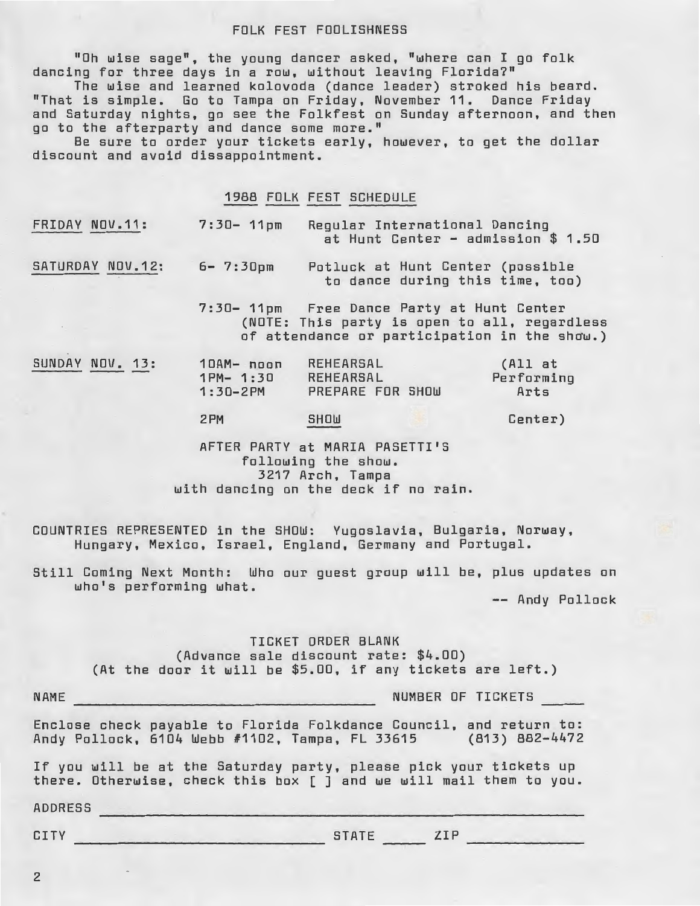## FOLK FEST FOOLISHNESS

"Oh wise sage", the young dancer asked, "where can I go folk dancing for three days in a row, without leaving Florida?"

The wise and learned kolovoda (dance leader) stroked his beard. "That is simple. Go to Tampa on Friday, November 11. Dance Friday and Saturday nights, go see the Folkfest on Sunday afternoon, and then go to the afterparty and dance some more."

Be sure to order your tickets early, however, to get the dollar discount and avoid dissappointment.

### 1988 FOLK FEST SCHEDULE

| Day | Time | Event | |
|---|---|---|---|
| FRIDAY NOV.11: | 7:30- 11pm | Regular International Dancing at Hunt Center - admission $ 1.50 | |
| SATURDAY NOV.12: | 6- 7:30pm | Potluck at Hunt Center (possible to dance during this time, too) | |
| | 7:30- 11pm | Free Dance Party at Hunt Center (NOTE: This party is open to all, regardless of attendance or participation in the show.) | |
| SUNDAY NOV. 13: | 10AM- noon | REHEARSAL | (All at Performing Arts Center) |
| | 1PM- 1:30 | REHEARSAL | |
| | 1:30-2PM | PREPARE FOR SHOW | |
| | 2PM | SHOW | |

AFTER PARTY at MARIA PASETTI'S following the show.
3217 Arch, Tampa
with dancing on the deck if no rain.

COUNTRIES REPRESENTED in the SHOW: Yugoslavia, Bulgaria, Norway, Hungary, Mexico, Israel, England, Germany and Portugal.

Still Coming Next Month: Who our guest group will be, plus updates on who's performing what.

-- Andy Pollock

### TICKET ORDER BLANK

(Advance sale discount rate: $4.00)
(At the door it will be $5.00, if any tickets are left.)

NAME ______________________________ NUMBER OF TICKETS ____

Enclose check payable to Florida Folkdance Council, and return to:
Andy Pollock, 6104 Webb #1102, Tampa, FL 33615 (813) 882-4472

If you will be at the Saturday party, please pick your tickets up there. Otherwise, check this box [ ] and we will mail them to you.

ADDRESS ______________________________

CITY ______________________ STATE ____ ZIP __________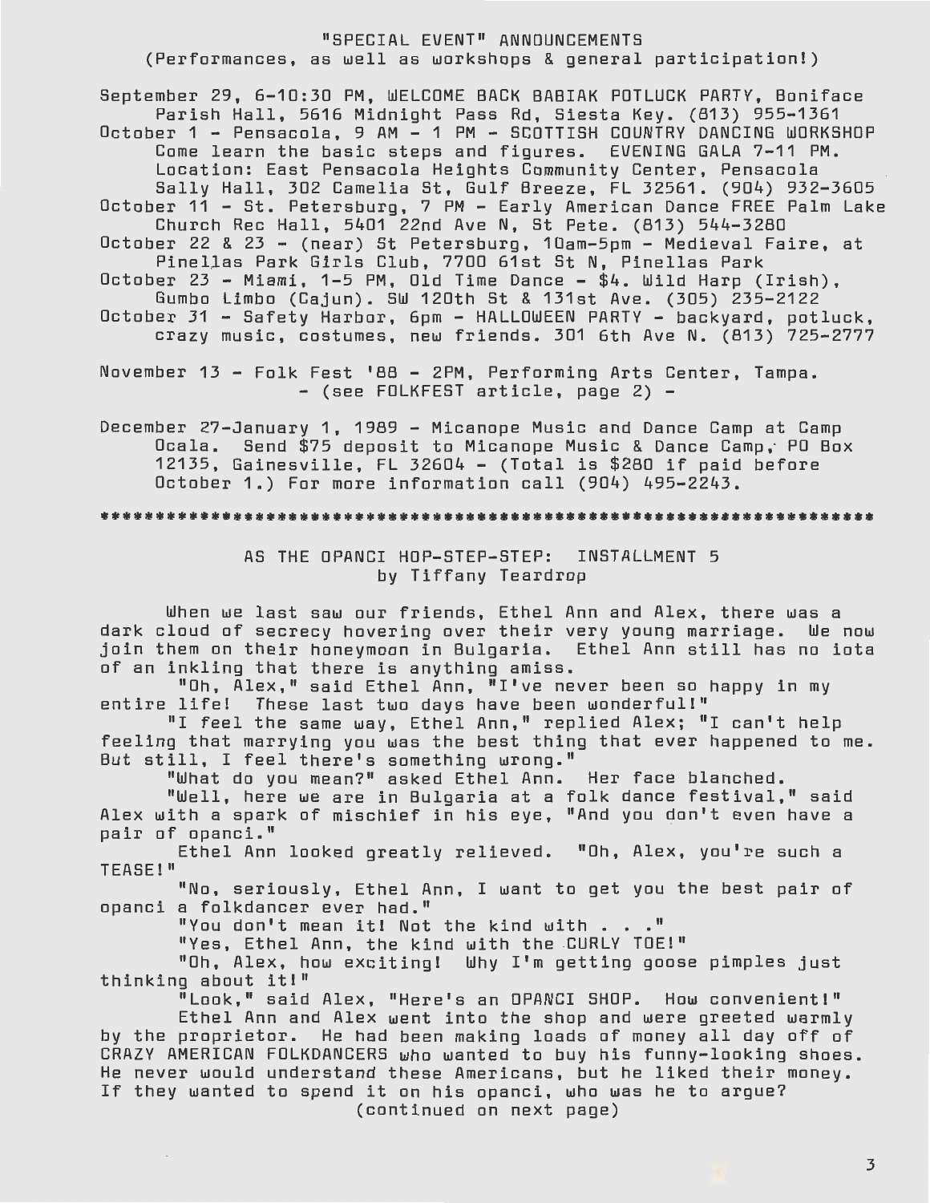## "SPECIAL EVENT" ANNOUNCEMENTS
(Performances, as well as workshops & general participation!)

September 29, 6-10:30 PM, WELCOME BACK BABIAK POTLUCK PARTY, Boniface Parish Hall, 5616 Midnight Pass Rd, Siesta Key. (813) 955-1361

October 1 - Pensacola, 9 AM - 1 PM - SCOTTISH COUNTRY DANCING WORKSHOP Come learn the basic steps and figures. EVENING GALA 7-11 PM. Location: East Pensacola Heights Community Center, Pensacola Sally Hall, 302 Camelia St, Gulf Breeze, FL 32561. (904) 932-3605

October 11 - St. Petersburg, 7 PM - Early American Dance FREE Palm Lake Church Rec Hall, 5401 22nd Ave N, St Pete. (813) 544-3280

October 22 & 23 - (near) St Petersburg, 10am-5pm - Medieval Faire, at Pinellas Park Girls Club, 7700 61st St N, Pinellas Park

October 23 - Miami, 1-5 PM, Old Time Dance - $4. Wild Harp (Irish), Gumbo Limbo (Cajun). SW 120th St & 131st Ave. (305) 235-2122

October 31 - Safety Harbor, 6pm - HALLOWEEN PARTY - backyard, potluck, crazy music, costumes, new friends. 301 6th Ave N. (813) 725-2777

November 13 - Folk Fest '88 - 2PM, Performing Arts Center, Tampa. - (see FOLKFEST article, page 2) -

December 27-January 1, 1989 - Micanope Music and Dance Camp at Camp Ocala. Send $75 deposit to Micanope Music & Dance Camp, PO Box 12135, Gainesville, FL 32604 - (Total is $280 if paid before October 1.) For more information call (904) 495-2243.

\*\*\*\*\*\*\*\*\*\*\*\*\*\*\*\*\*\*\*\*\*\*\*\*\*\*\*\*\*\*\*\*\*\*\*\*\*\*\*\*\*\*\*\*\*\*\*\*\*\*\*\*\*\*\*\*\*\*\*\*\*\*\*\*\*\*

## AS THE OPANCI HOP-STEP-STEP: INSTALLMENT 5
by Tiffany Teardrop

When we last saw our friends, Ethel Ann and Alex, there was a dark cloud of secrecy hovering over their very young marriage. We now join them on their honeymoon in Bulgaria. Ethel Ann still has no iota of an inkling that there is anything amiss.

"Oh, Alex," said Ethel Ann, "I've never been so happy in my entire life! These last two days have been wonderful!"

"I feel the same way, Ethel Ann," replied Alex; "I can't help feeling that marrying you was the best thing that ever happened to me. But still, I feel there's something wrong."

"What do you mean?" asked Ethel Ann. Her face blanched.

"Well, here we are in Bulgaria at a folk dance festival," said Alex with a spark of mischief in his eye, "And you don't even have a pair of opanci."

Ethel Ann looked greatly relieved. "Oh, Alex, you're such a TEASE!"

"No, seriously, Ethel Ann, I want to get you the best pair of opanci a folkdancer ever had."

"You don't mean it! Not the kind with . . ."

"Yes, Ethel Ann, the kind with the CURLY TOE!"

"Oh, Alex, how exciting! Why I'm getting goose pimples just thinking about it!"

"Look," said Alex, "Here's an OPANCI SHOP. How convenient!"

Ethel Ann and Alex went into the shop and were greeted warmly by the proprietor. He had been making loads of money all day off of CRAZY AMERICAN FOLKDANCERS who wanted to buy his funny-looking shoes. He never would understand these Americans, but he liked their money. If they wanted to spend it on his opanci, who was he to argue?

(continued on next page)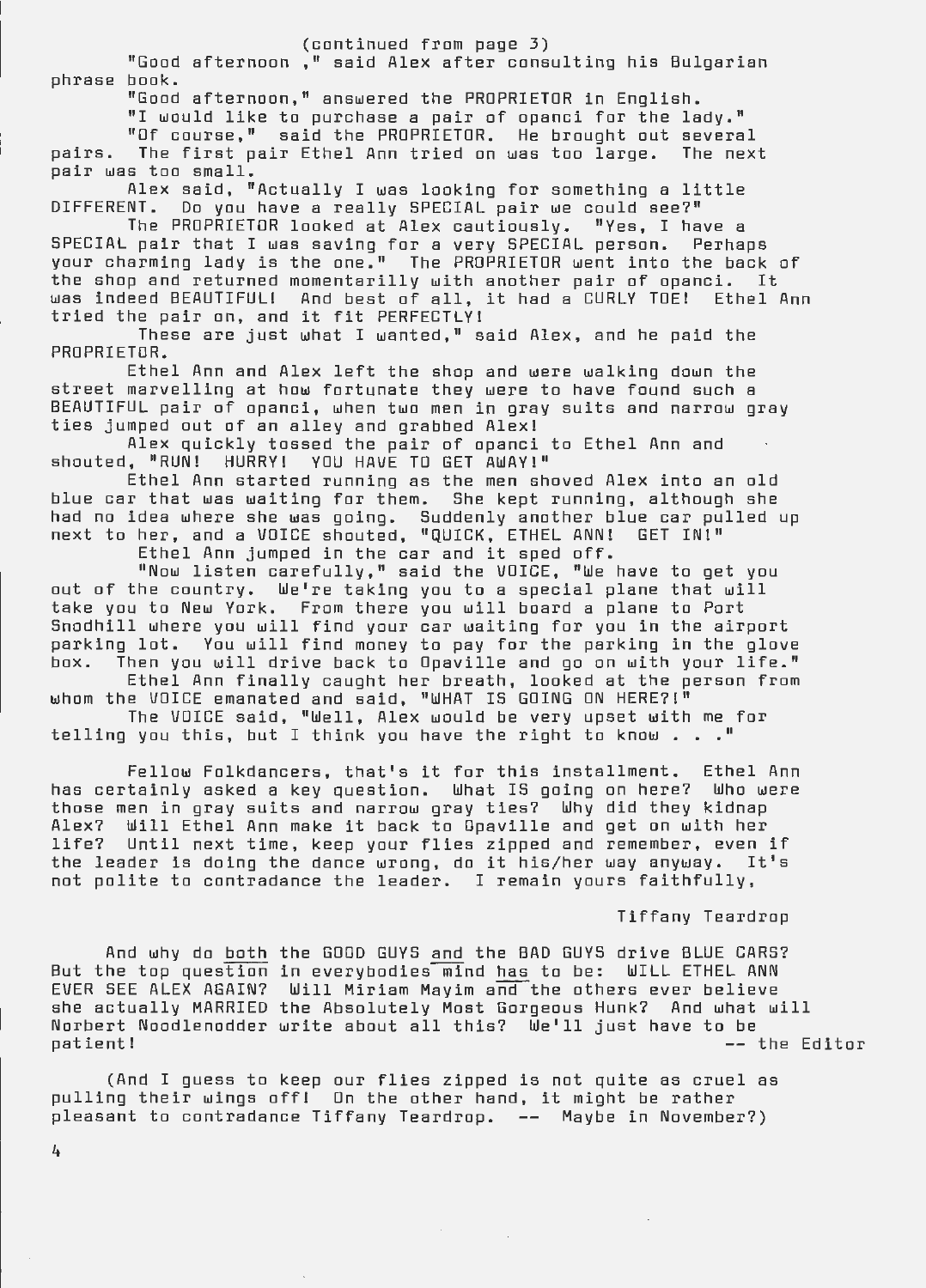(continued from page 3)

"Good afternoon ," said Alex after consulting his Bulgarian phrase book.

"Good afternoon," answered the PROPRIETOR in English.

"I would like to purchase a pair of opanci for the lady."

"Of course," said the PROPRIETOR. He brought out several pairs. The first pair Ethel Ann tried on was too large. The next pair was too small.

Alex said, "Actually I was looking for something a little DIFFERENT. Do you have a really SPECIAL pair we could see?"

The PROPRIETOR looked at Alex cautiously. "Yes, I have a SPECIAL pair that I was saving for a very SPECIAL person. Perhaps your charming lady is the one." The PROPRIETOR went into the back of the shop and returned momentarilly with another pair of opanci. It was indeed BEAUTIFUL! And best of all, it had a CURLY TOE! Ethel Ann tried the pair on, and it fit PERFECTLY!

These are just what I wanted," said Alex, and he paid the PROPRIETOR.

Ethel Ann and Alex left the shop and were walking down the street marvelling at how fortunate they were to have found such a BEAUTIFUL pair of opanci, when two men in gray suits and narrow gray ties jumped out of an alley and grabbed Alex!

Alex quickly tossed the pair of opanci to Ethel Ann and shouted, "RUN! HURRY! YOU HAVE TO GET AWAY!"

Ethel Ann started running as the men shoved Alex into an old blue car that was waiting for them. She kept running, although she had no idea where she was going. Suddenly another blue car pulled up next to her, and a VOICE shouted, "QUICK, ETHEL ANN! GET IN!"

Ethel Ann jumped in the car and it sped off.

"Now listen carefully," said the VOICE, "We have to get you out of the country. We're taking you to a special plane that will take you to New York. From there you will board a plane to Port Snodhill where you will find your car waiting for you in the airport parking lot. You will find money to pay for the parking in the glove box. Then you will drive back to Opaville and go on with your life."

Ethel Ann finally caught her breath, looked at the person from whom the VOICE emanated and said, "WHAT IS GOING ON HERE?!"

The VOICE said, "Well, Alex would be very upset with me for telling you this, but I think you have the right to know . . ."

Fellow Folkdancers, that's it for this installment. Ethel Ann has certainly asked a key question. What IS going on here? Who were those men in gray suits and narrow gray ties? Why did they kidnap Alex? Will Ethel Ann make it back to Opaville and get on with her life? Until next time, keep your flies zipped and remember, even if the leader is doing the dance wrong, do it his/her way anyway. It's not polite to contradance the leader. I remain yours faithfully,

Tiffany Teardrop

And why do both the GOOD GUYS and the BAD GUYS drive BLUE CARS? But the top question in everybodies mind has to be: WILL ETHEL ANN EVER SEE ALEX AGAIN? Will Miriam Mayim and the others ever believe she actually MARRIED the Absolutely Most Gorgeous Hunk? And what will Norbert Noodlenodder write about all this? We'll just have to be patient! -- the Editor

(And I guess to keep our flies zipped is not quite as cruel as pulling their wings off! On the other hand, it might be rather pleasant to contradance Tiffany Teardrop. -- Maybe in November?)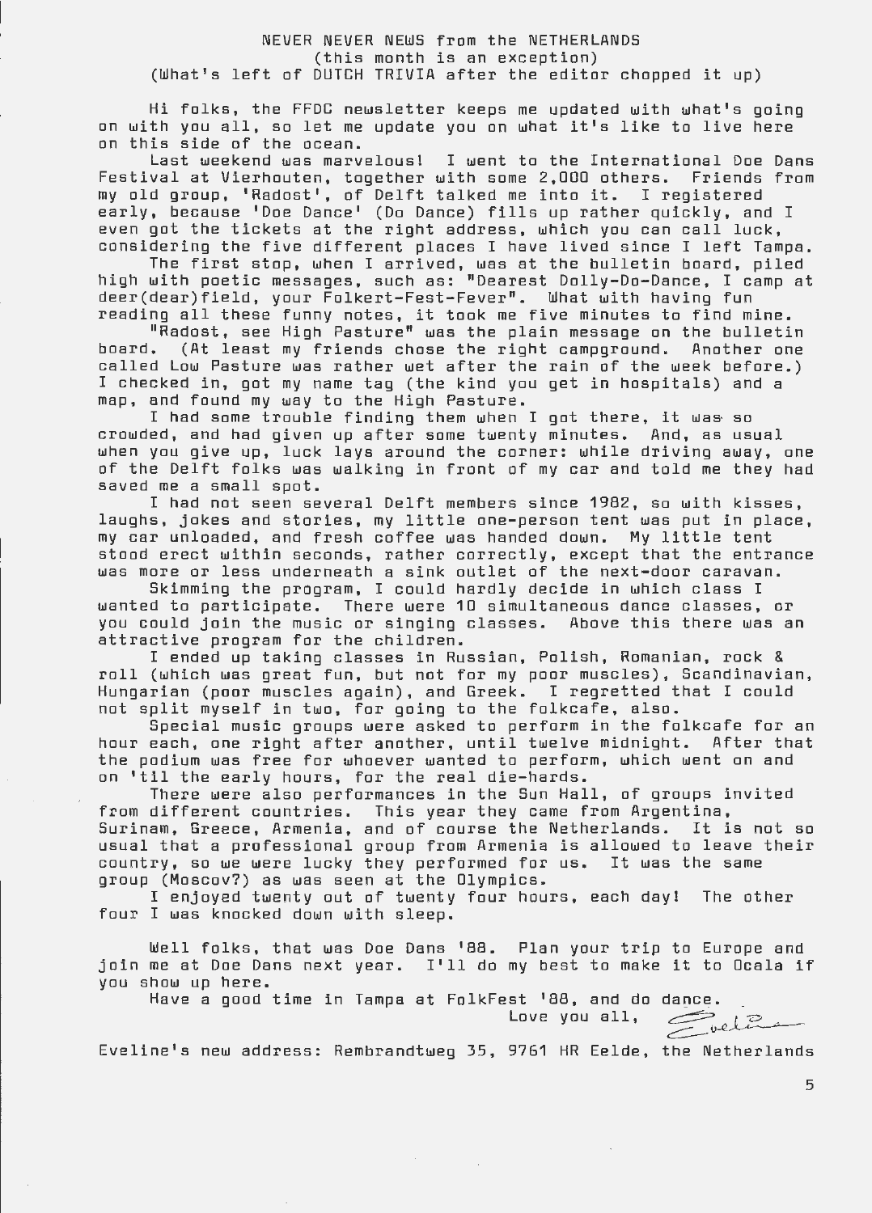# NEVER NEVER NEWS from the NETHERLANDS
(this month is an exception)
(What's left of DUTCH TRIVIA after the editor chopped it up)

Hi folks, the FFDC newsletter keeps me updated with what's going on with you all, so let me update you on what it's like to live here on this side of the ocean.

Last weekend was marvelous! I went to the International Doe Dans Festival at Vierhouten, together with some 2,000 others. Friends from my old group, 'Radost', of Delft talked me into it. I registered early, because 'Doe Dance' (Do Dance) fills up rather quickly, and I even got the tickets at the right address, which you can call luck, considering the five different places I have lived since I left Tampa.

The first stop, when I arrived, was at the bulletin board, piled high with poetic messages, such as: "Dearest Dolly-Do-Dance, I camp at deer(dear)field, your Folkert-Fest-Fever". What with having fun reading all these funny notes, it took me five minutes to find mine.

"Radost, see High Pasture" was the plain message on the bulletin board. (At least my friends chose the right campground. Another one called Low Pasture was rather wet after the rain of the week before.) I checked in, got my name tag (the kind you get in hospitals) and a map, and found my way to the High Pasture.

I had some trouble finding them when I got there, it was so crowded, and had given up after some twenty minutes. And, as usual when you give up, luck lays around the corner: while driving away, one of the Delft folks was walking in front of my car and told me they had saved me a small spot.

I had not seen several Delft members since 1982, so with kisses, laughs, jokes and stories, my little one-person tent was put in place, my car unloaded, and fresh coffee was handed down. My little tent stood erect within seconds, rather correctly, except that the entrance was more or less underneath a sink outlet of the next-door caravan.

Skimming the program, I could hardly decide in which class I wanted to participate. There were 10 simultaneous dance classes, or you could join the music or singing classes. Above this there was an attractive program for the children.

I ended up taking classes in Russian, Polish, Romanian, rock & roll (which was great fun, but not for my poor muscles), Scandinavian, Hungarian (poor muscles again), and Greek. I regretted that I could not split myself in two, for going to the folkcafe, also.

Special music groups were asked to perform in the folkcafe for an hour each, one right after another, until twelve midnight. After that the podium was free for whoever wanted to perform, which went on and on 'til the early hours, for the real die-hards.

There were also performances in the Sun Hall, of groups invited from different countries. This year they came from Argentina, Surinam, Greece, Armenia, and of course the Netherlands. It is not so usual that a professional group from Armenia is allowed to leave their country, so we were lucky they performed for us. It was the same group (Moscov?) as was seen at the Olympics.

I enjoyed twenty out of twenty four hours, each day! The other four I was knocked down with sleep.

Well folks, that was Doe Dans '88. Plan your trip to Europe and join me at Doe Dans next year. I'll do my best to make it to Ocala if you show up here.

Have a good time in Tampa at FolkFest '88, and do dance.

Love you all,
Eveline

Eveline's new address: Rembrandtweg 35, 9761 HR Eelde, the Netherlands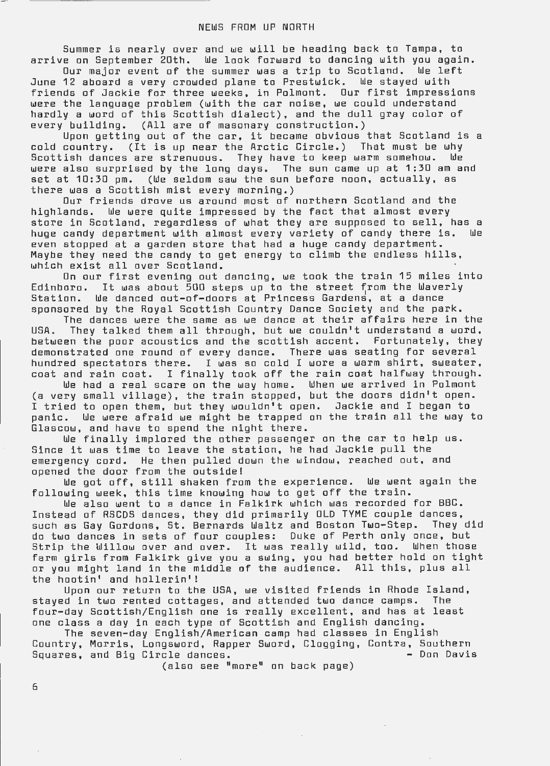## NEWS FROM UP NORTH

Summer is nearly over and we will be heading back to Tampa, to arrive on September 20th. We look forward to dancing with you again.

Our major event of the summer was a trip to Scotland. We left June 12 aboard a very crowded plane to Prestwick. We stayed with friends of Jackie for three weeks, in Polmont. Our first impressions were the language problem (with the car noise, we could understand hardly a word of this Scottish dialect), and the dull gray color of every building. (All are of masonary construction.)

Upon getting out of the car, it became obvious that Scotland is a cold country. (It is up near the Arctic Circle.) That must be why Scottish dances are strenuous. They have to keep warm somehow. We were also surprised by the long days. The sun came up at 1:30 am and set at 10:30 pm. (We seldom saw the sun before noon, actually, as there was a Scottish mist every morning.)

Our friends drove us around most of northern Scotland and the highlands. We were quite impressed by the fact that almost every store in Scotland, regardless of what they are supposed to sell, has a huge candy department with almost every variety of candy there is. We even stopped at a garden store that had a huge candy department. Maybe they need the candy to get energy to climb the endless hills, which exist all over Scotland.

On our first evening out dancing, we took the train 15 miles into Edinboro. It was about 500 steps up to the street from the Waverly Station. We danced out-of-doors at Princess Gardens, at a dance sponsored by the Royal Scottish Country Dance Society and the park.

The dances were the same as we dance at their affairs here in the USA. They talked them all through, but we couldn't understand a word, between the poor acoustics and the scottish accent. Fortunately, they demonstrated one round of every dance. There was seating for several hundred spectators there. I was so cold I wore a warm shirt, sweater, coat and rain coat. I finally took off the rain coat halfway through.

We had a real scare on the way home. When we arrived in Polmont (a very small village), the train stopped, but the doors didn't open. I tried to open them, but they wouldn't open. Jackie and I began to panic. We were afraid we might be trapped on the train all the way to Glascow, and have to spend the night there.

We finally implored the other passenger on the car to help us. Since it was time to leave the station, he had Jackie pull the emergency cord. He then pulled down the window, reached out, and opened the door from the outside!

We got off, still shaken from the experience. We went again the following week, this time knowing how to get off the train.

We also went to a dance in Falkirk which was recorded for BBC. Instead of RSCDS dances, they did primarily OLD TYME couple dances, such as Gay Gordons, St. Bernards Waltz and Boston Two-Step. They did do two dances in sets of four couples: Duke of Perth only once, but Strip the Willow over and over. It was really wild, too. When those farm girls from Falkirk give you a swing, you had better hold on tight or you might land in the middle of the audience. All this, plus all the hootin' and hollerin'!

Upon our return to the USA, we visited friends in Rhode Island, stayed in two rented cottages, and attended two dance camps. The four-day Scottish/English one is really excellent, and has at least one class a day in each type of Scottish and English dancing.

The seven-day English/American camp had classes in English Country, Morris, Longsword, Rapper Sword, Clogging, Contra, Southern Squares, and Big Circle dances.

- Don Davis

(also see "more" on back page)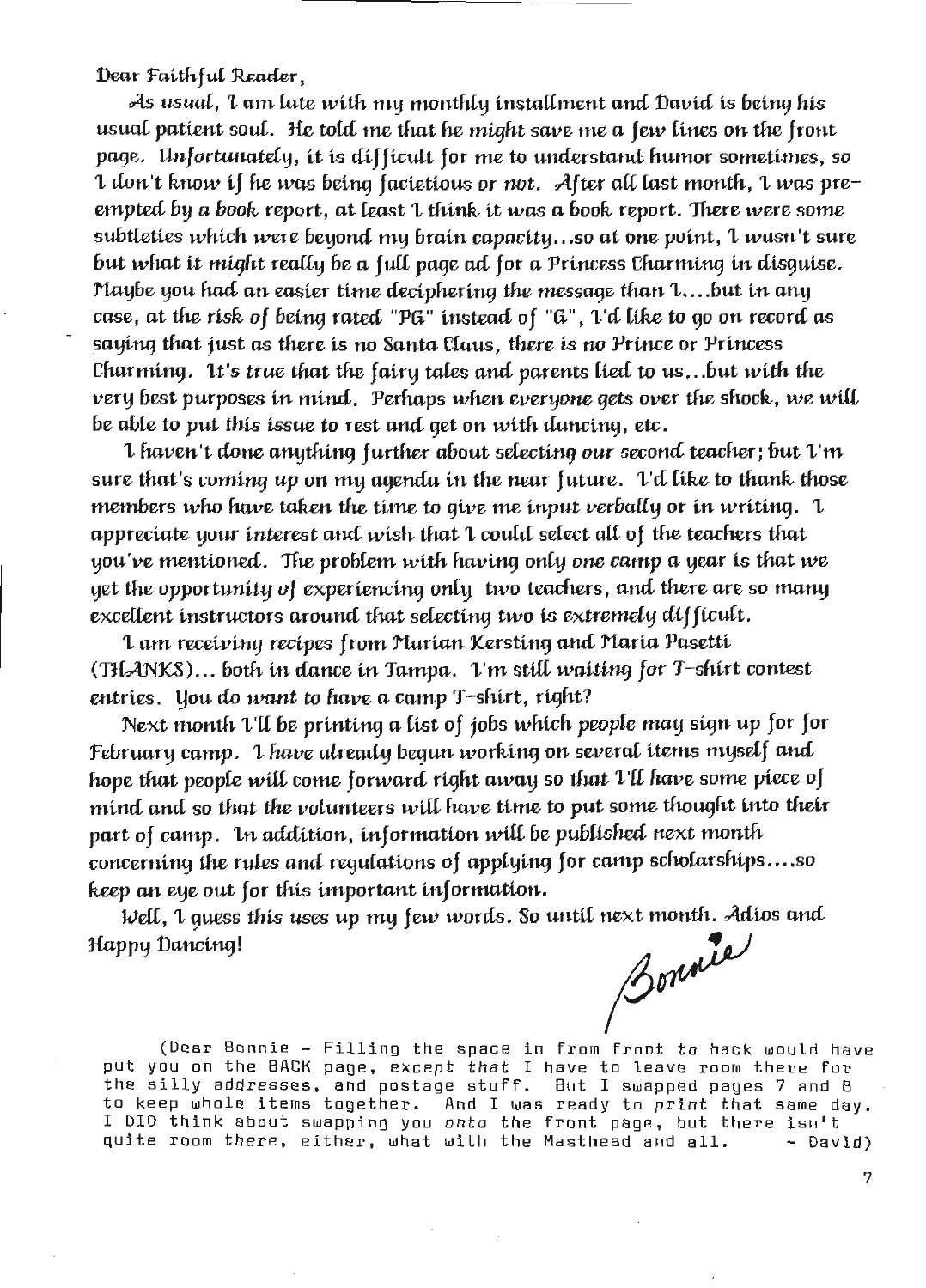Dear Faithful Reader,

As usual, I am late with my monthly installment and David is being his usual patient soul. He told me that he *might* save me a few lines on the front page. Unfortunately, it is difficult for me to understand humor sometimes, so I don't know if he was being facietious or *not*. After all last month, I was pre-empted by a *book* report, at least I think it was a book report. There were some subtleties which were beyond my brain capacity...so at one point, I wasn't sure but what it *might* really be a full page ad for a Princess Charming in disguise. Maybe you had an easier time deciphering the message than I....but in any case, at the risk of being rated "PG" instead of "G", I'd like to go on record as saying that just as there is no Santa Claus, *there is no* Prince or Princess Charming. *It's true* that the fairy tales and parents lied to us...but with the very best purposes in mind. Perhaps when *everyone* gets over the shock, we will be able to put this issue to rest and get on with dancing, etc.

I haven't done anything further about selecting *our* second teacher; but I'm sure that's coming up on my agenda in the near future. I'd like to thank those members who have taken the time to give me input verbally or in writing. I appreciate your interest and wish that I could select all of the teachers that you've mentioned. The problem with having only *one* camp a year is that we get the opportunity of experiencing only two teachers, and there are so many excellent instructors around that selecting two is extremely difficult.

I am receiving recipes from Marian Kersting and Maria Pasetti (THANKS)... both in dance in Tampa. I'm still *waiting* for T-shirt contest entries. You do *want* to have a camp T-shirt, right?

Next month I'll be printing a list of jobs which *people* may sign up for for February camp. I *have* already begun working on several items myself and hope that people will come forward right away so that I'll have some piece of mind and so that *the* volunteers will have time to put some thought into their part of camp. In addition, information will be published next month concerning the rules and regulations of applying for camp scholarships....so keep an eye out for this important information.

Well, I guess *this* uses up my few words. So until next month. Adios and Happy Dancing!

Bonnie

(Dear Bonnie - Filling the space in from front to back would have put you on the BACK page, except *that* I have to leave room there for the silly addresses, and postage stuff. But I swapped pages 7 and 8 to keep whole items together. And I was ready to *print* that same day. I DID think about swapping you *onto* the front page, but there isn't quite room there, either, what with the Masthead and all. - David)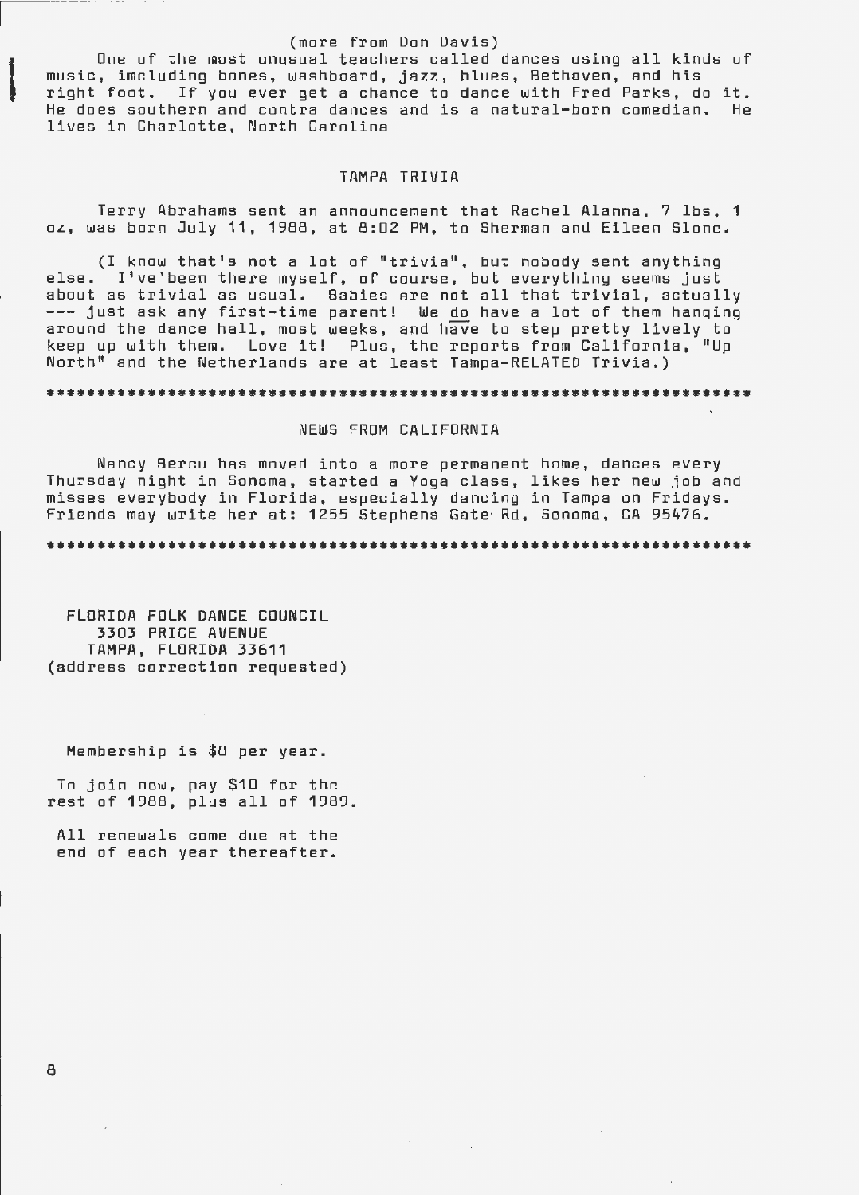(more from Don Davis)

One of the most unusual teachers called dances using all kinds of music, imcluding bones, washboard, jazz, blues, Bethoven, and his right foot. If you ever get a chance to dance with Fred Parks, do it. He does southern and contra dances and is a natural-born comedian. He lives in Charlotte, North Carolina

## TAMPA TRIVIA

Terry Abrahams sent an announcement that Rachel Alanna, 7 lbs, 1 oz, was born July 11, 1988, at 8:02 PM, to Sherman and Eileen Slone.

(I know that's not a lot of "trivia", but nobody sent anything else. I've been there myself, of course, but everything seems just about as trivial as usual. Babies are not all that trivial, actually --- just ask any first-time parent! We do have a lot of them hanging around the dance hall, most weeks, and have to step pretty lively to keep up with them. Love it! Plus, the reports from California, "Up North" and the Netherlands are at least Tampa-RELATED Trivia.)

\*\*\*\*\*\*\*\*\*\*\*\*\*\*\*\*\*\*\*\*\*\*\*\*\*\*\*\*\*\*\*\*\*\*\*\*\*\*\*\*\*\*\*\*\*\*\*\*\*\*\*\*\*\*\*\*\*\*\*\*\*\*\*\*\*\*\*\*\*\*\*

## NEWS FROM CALIFORNIA

Nancy Bercu has moved into a more permanent home, dances every Thursday night in Sonoma, started a Yoga class, likes her new job and misses everybody in Florida, especially dancing in Tampa on Fridays. Friends may write her at: 1255 Stephens Gate Rd, Sonoma, CA 95476.

\*\*\*\*\*\*\*\*\*\*\*\*\*\*\*\*\*\*\*\*\*\*\*\*\*\*\*\*\*\*\*\*\*\*\*\*\*\*\*\*\*\*\*\*\*\*\*\*\*\*\*\*\*\*\*\*\*\*\*\*\*\*\*\*\*\*\*\*\*\*\*

FLORIDA FOLK DANCE COUNCIL
3303 PRICE AVENUE
TAMPA, FLORIDA 33611
(address correction requested)

Membership is $8 per year.

To join now, pay $10 for the rest of 1988, plus all of 1989.

All renewals come due at the end of each year thereafter.